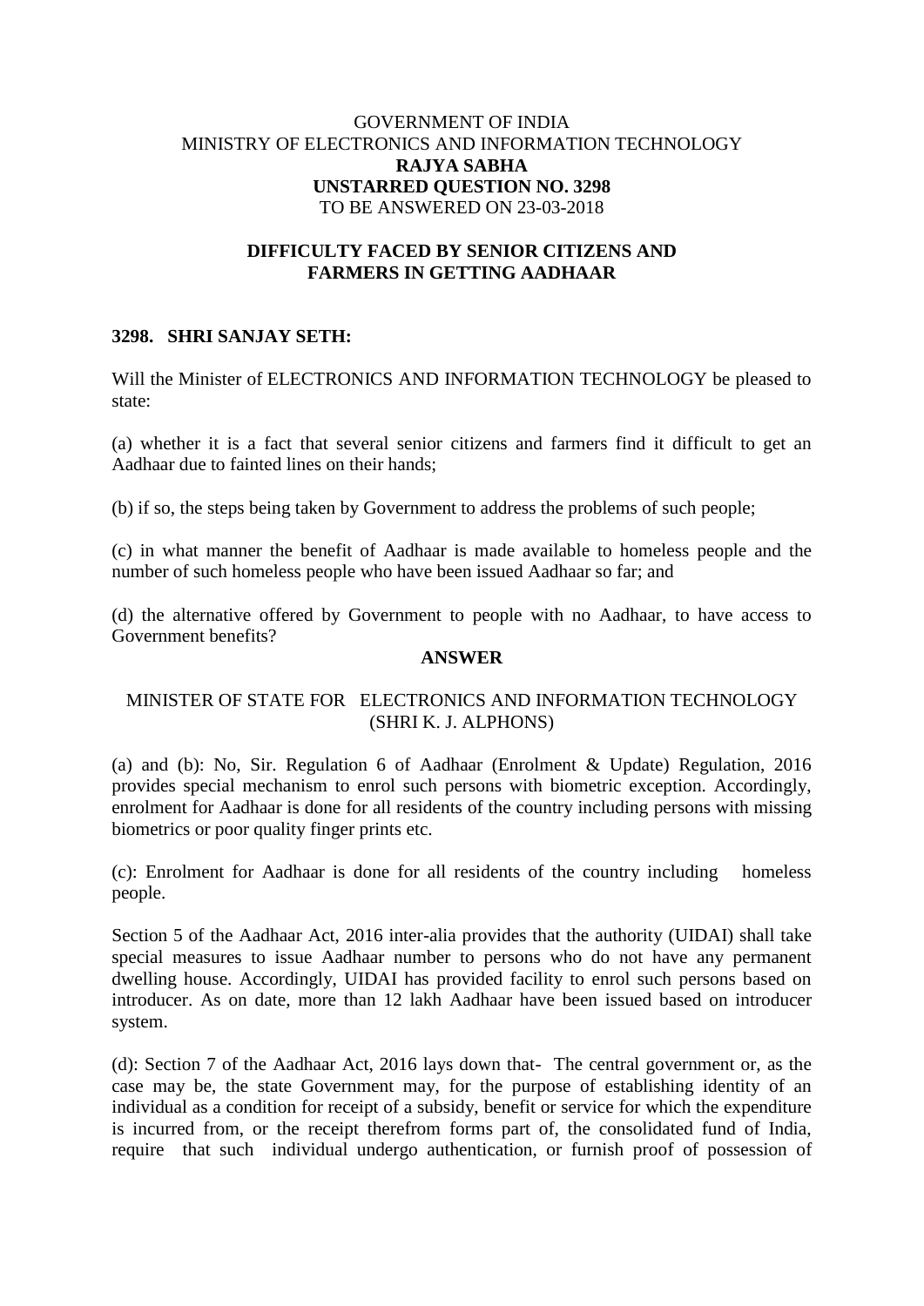GOVERNMENT OF INDIA
MINISTRY OF ELECTRONICS AND INFORMATION TECHNOLOGY
**RAJYA SABHA**
**UNSTARRED QUESTION NO. 3298**
TO BE ANSWERED ON 23-03-2018

## DIFFICULTY FACED BY SENIOR CITIZENS AND FARMERS IN GETTING AADHAAR

**3298. SHRI SANJAY SETH:**

Will the Minister of ELECTRONICS AND INFORMATION TECHNOLOGY be pleased to state:

(a) whether it is a fact that several senior citizens and farmers find it difficult to get an Aadhaar due to fainted lines on their hands;

(b) if so, the steps being taken by Government to address the problems of such people;

(c) in what manner the benefit of Aadhaar is made available to homeless people and the number of such homeless people who have been issued Aadhaar so far; and

(d) the alternative offered by Government to people with no Aadhaar, to have access to Government benefits?

**ANSWER**

MINISTER OF STATE FOR ELECTRONICS AND INFORMATION TECHNOLOGY
(SHRI K. J. ALPHONS)

(a) and (b): No, Sir. Regulation 6 of Aadhaar (Enrolment & Update) Regulation, 2016 provides special mechanism to enrol such persons with biometric exception. Accordingly, enrolment for Aadhaar is done for all residents of the country including persons with missing biometrics or poor quality finger prints etc.

(c): Enrolment for Aadhaar is done for all residents of the country including homeless people.

Section 5 of the Aadhaar Act, 2016 inter-alia provides that the authority (UIDAI) shall take special measures to issue Aadhaar number to persons who do not have any permanent dwelling house. Accordingly, UIDAI has provided facility to enrol such persons based on introducer. As on date, more than 12 lakh Aadhaar have been issued based on introducer system.

(d): Section 7 of the Aadhaar Act, 2016 lays down that- The central government or, as the case may be, the state Government may, for the purpose of establishing identity of an individual as a condition for receipt of a subsidy, benefit or service for which the expenditure is incurred from, or the receipt therefrom forms part of, the consolidated fund of India, require that such individual undergo authentication, or furnish proof of possession of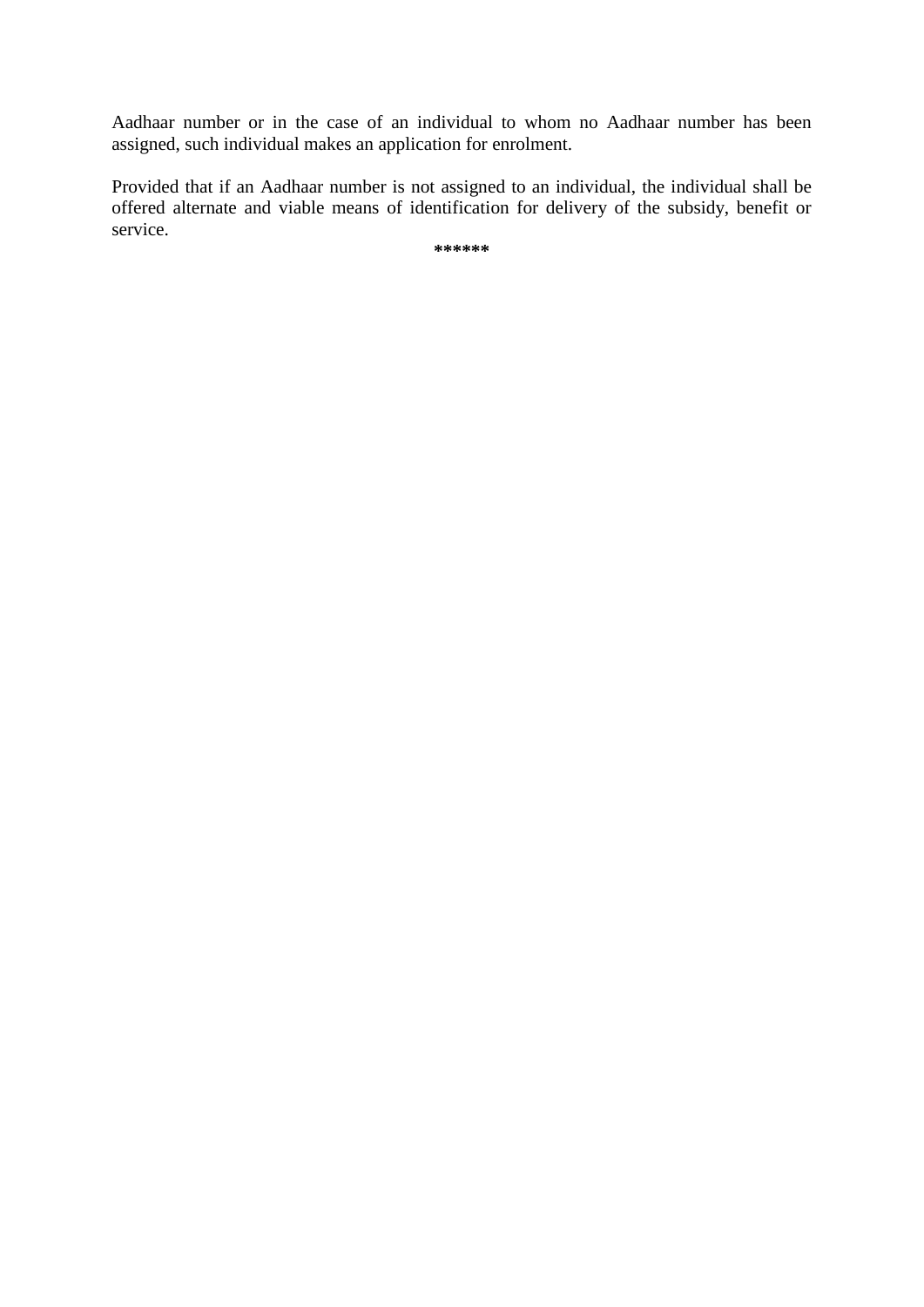Aadhaar number or in the case of an individual to whom no Aadhaar number has been assigned, such individual makes an application for enrolment.

Provided that if an Aadhaar number is not assigned to an individual, the individual shall be offered alternate and viable means of identification for delivery of the subsidy, benefit or service.

**\*\*\*\*\*\***